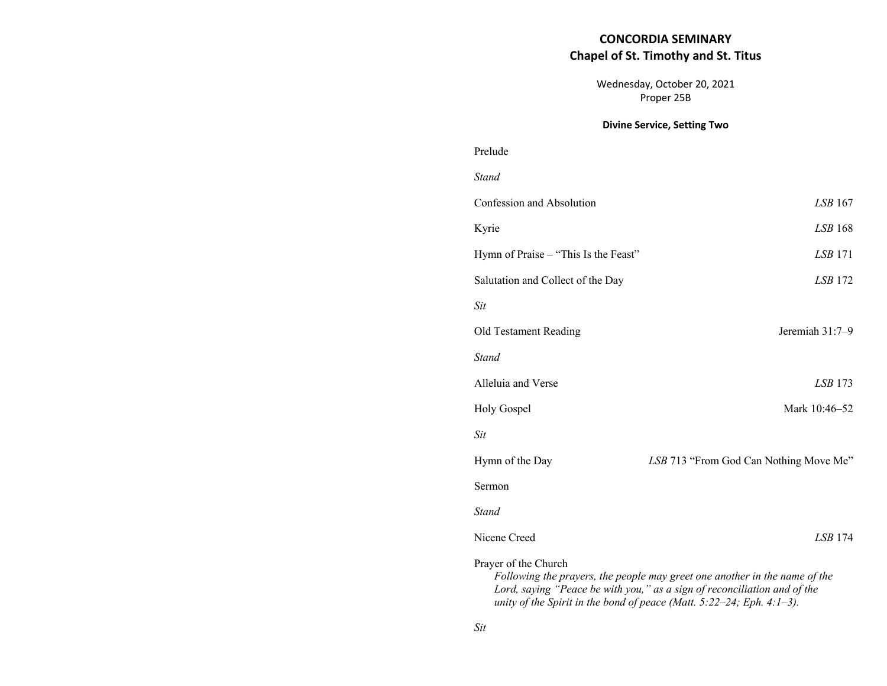# CONCORDIA SEMINARY
## Chapel of St. Timothy and St. Titus

Wednesday, October 20, 2021
Proper 25B

**Divine Service, Setting Two**

Prelude

*Stand*

Confession and Absolution — *LSB* 167

Kyrie — *LSB* 168

Hymn of Praise – "This Is the Feast" — *LSB* 171

Salutation and Collect of the Day — *LSB* 172

*Sit*

Old Testament Reading — Jeremiah 31:7–9

*Stand*

Alleluia and Verse — *LSB* 173

Holy Gospel — Mark 10:46–52

*Sit*

Hymn of the Day — *LSB* 713 "From God Can Nothing Move Me"

Sermon

*Stand*

Nicene Creed — *LSB* 174

Prayer of the Church

*Following the prayers, the people may greet one another in the name of the Lord, saying "Peace be with you," as a sign of reconciliation and of the unity of the Spirit in the bond of peace (Matt. 5:22–24; Eph. 4:1–3).*

*Sit*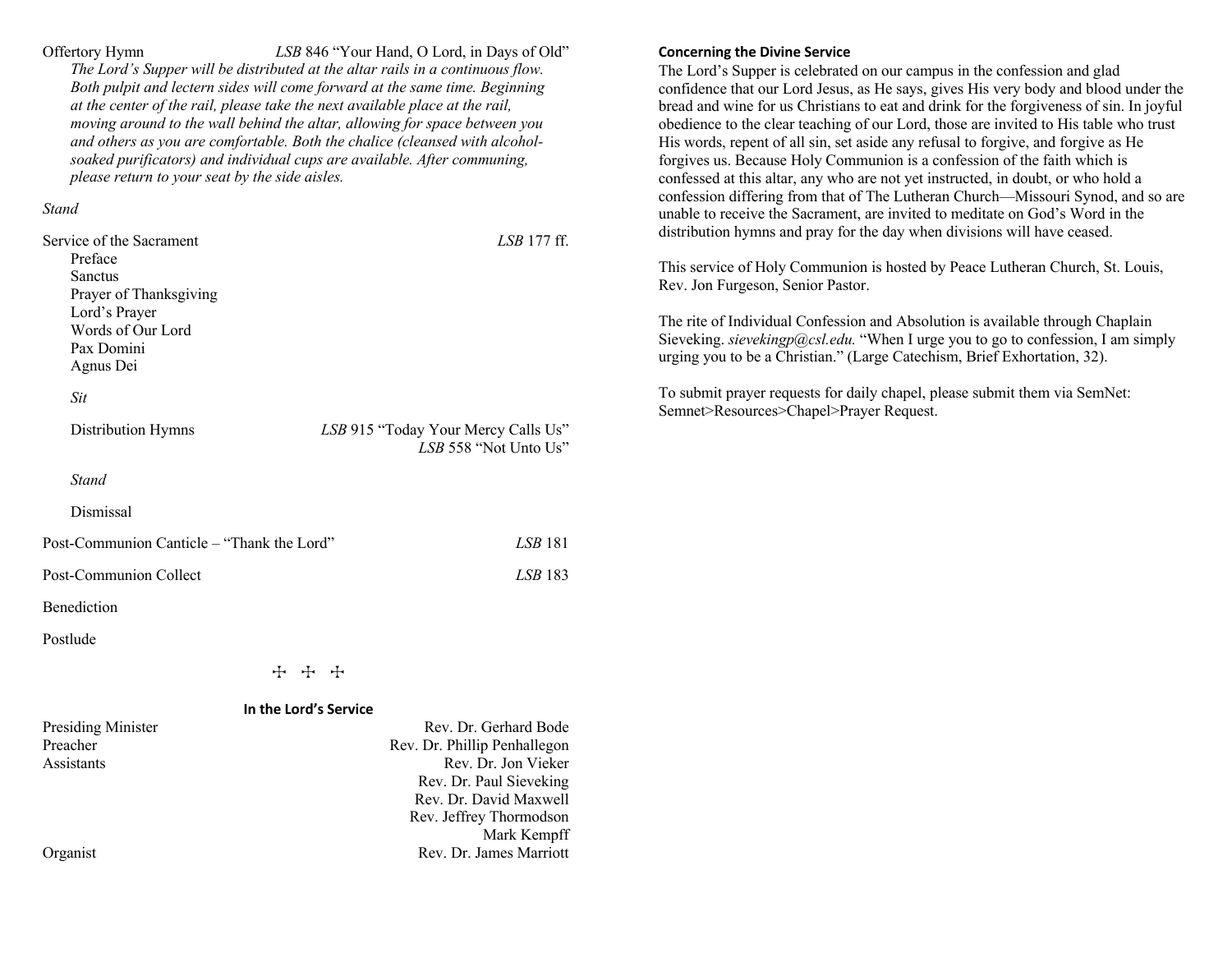Offertory Hymn *LSB* 846 "Your Hand, O Lord, in Days of Old"

*The Lord's Supper will be distributed at the altar rails in a continuous flow. Both pulpit and lectern sides will come forward at the same time. Beginning at the center of the rail, please take the next available place at the rail, moving around to the wall behind the altar, allowing for space between you and others as you are comfortable. Both the chalice (cleansed with alcohol-soaked purificators) and individual cups are available. After communing, please return to your seat by the side aisles.*

*Stand*

Service of the Sacrament *LSB* 177 ff.

- Preface
- Sanctus
- Prayer of Thanksgiving
- Lord's Prayer
- Words of Our Lord
- Pax Domini
- Agnus Dei

*Sit*

Distribution Hymns *LSB* 915 "Today Your Mercy Calls Us"
*LSB* 558 "Not Unto Us"

*Stand*

Dismissal

Post-Communion Canticle – "Thank the Lord" *LSB* 181

Post-Communion Collect *LSB* 183

Benediction

Postlude

☩ ☩ ☩

**In the Lord's Service**

| | |
|---|---|
| Presiding Minister | Rev. Dr. Gerhard Bode |
| Preacher | Rev. Dr. Phillip Penhallegon |
| Assistants | Rev. Dr. Jon Vieker |
| | Rev. Dr. Paul Sieveking |
| | Rev. Dr. David Maxwell |
| | Rev. Jeffrey Thormodson |
| | Mark Kempff |
| Organist | Rev. Dr. James Marriott |

**Concerning the Divine Service**

The Lord's Supper is celebrated on our campus in the confession and glad confidence that our Lord Jesus, as He says, gives His very body and blood under the bread and wine for us Christians to eat and drink for the forgiveness of sin. In joyful obedience to the clear teaching of our Lord, those are invited to His table who trust His words, repent of all sin, set aside any refusal to forgive, and forgive as He forgives us. Because Holy Communion is a confession of the faith which is confessed at this altar, any who are not yet instructed, in doubt, or who hold a confession differing from that of The Lutheran Church—Missouri Synod, and so are unable to receive the Sacrament, are invited to meditate on God's Word in the distribution hymns and pray for the day when divisions will have ceased.

This service of Holy Communion is hosted by Peace Lutheran Church, St. Louis, Rev. Jon Furgeson, Senior Pastor.

The rite of Individual Confession and Absolution is available through Chaplain Sieveking. *sievekingp@csl.edu.* "When I urge you to go to confession, I am simply urging you to be a Christian." (Large Catechism, Brief Exhortation, 32).

To submit prayer requests for daily chapel, please submit them via SemNet: Semnet>Resources>Chapel>Prayer Request.